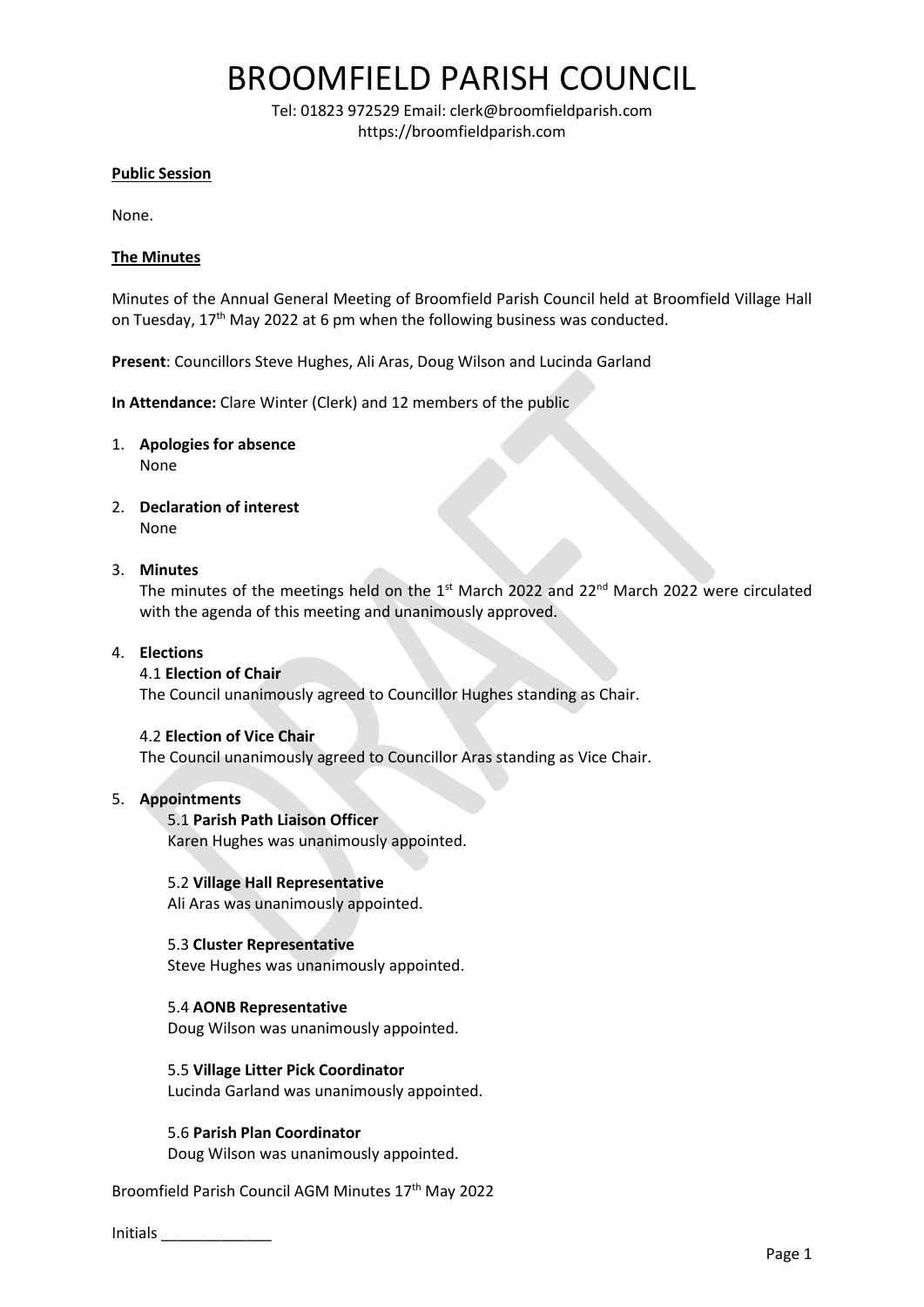# BROOMFIELD PARISH COUNCIL

Tel: 01823 972529 Email: clerk@broomfieldparish.com
https://broomfieldparish.com

**Public Session**

None.

**The Minutes**

Minutes of the Annual General Meeting of Broomfield Parish Council held at Broomfield Village Hall on Tuesday, 17th May 2022 at 6 pm when the following business was conducted.

**Present**: Councillors Steve Hughes, Ali Aras, Doug Wilson and Lucinda Garland

**In Attendance:** Clare Winter (Clerk) and 12 members of the public

1. **Apologies for absence**
   None

2. **Declaration of interest**
   None

3. **Minutes**
   The minutes of the meetings held on the 1st March 2022 and 22nd March 2022 were circulated with the agenda of this meeting and unanimously approved.

4. **Elections**

   4.1 **Election of Chair**
   The Council unanimously agreed to Councillor Hughes standing as Chair.

   4.2 **Election of Vice Chair**
   The Council unanimously agreed to Councillor Aras standing as Vice Chair.

5. **Appointments**

   5.1 **Parish Path Liaison Officer**
   Karen Hughes was unanimously appointed.

   5.2 **Village Hall Representative**
   Ali Aras was unanimously appointed.

   5.3 **Cluster Representative**
   Steve Hughes was unanimously appointed.

   5.4 **AONB Representative**
   Doug Wilson was unanimously appointed.

   5.5 **Village Litter Pick Coordinator**
   Lucinda Garland was unanimously appointed.

   5.6 **Parish Plan Coordinator**
   Doug Wilson was unanimously appointed.

Broomfield Parish Council AGM Minutes 17th May 2022

Initials _____________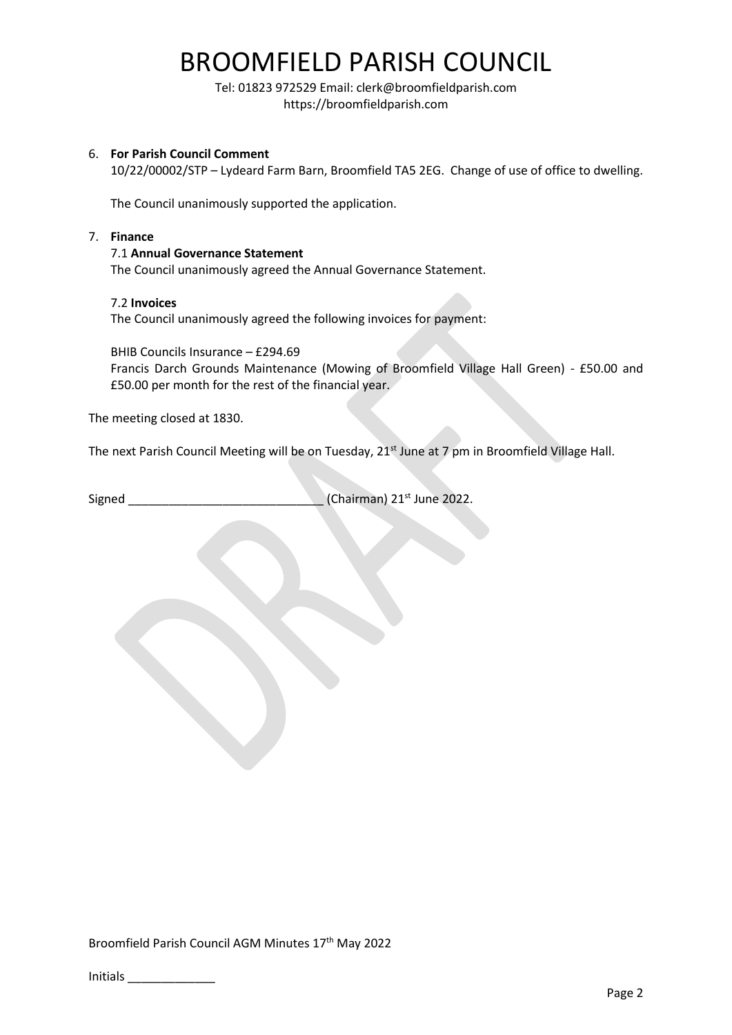6. **For Parish Council Comment**
   10/22/00002/STP – Lydeard Farm Barn, Broomfield TA5 2EG. Change of use of office to dwelling.

   The Council unanimously supported the application.

7. **Finance**
   7.1 **Annual Governance Statement**
   The Council unanimously agreed the Annual Governance Statement.

   7.2 **Invoices**
   The Council unanimously agreed the following invoices for payment:

   BHIB Councils Insurance – £294.69
   Francis Darch Grounds Maintenance (Mowing of Broomfield Village Hall Green) - £50.00 and £50.00 per month for the rest of the financial year.

The meeting closed at 1830.

The next Parish Council Meeting will be on Tuesday, 21st June at 7 pm in Broomfield Village Hall.

Signed _____________________________ (Chairman) 21st June 2022.

Broomfield Parish Council AGM Minutes 17th May 2022

Initials _____________